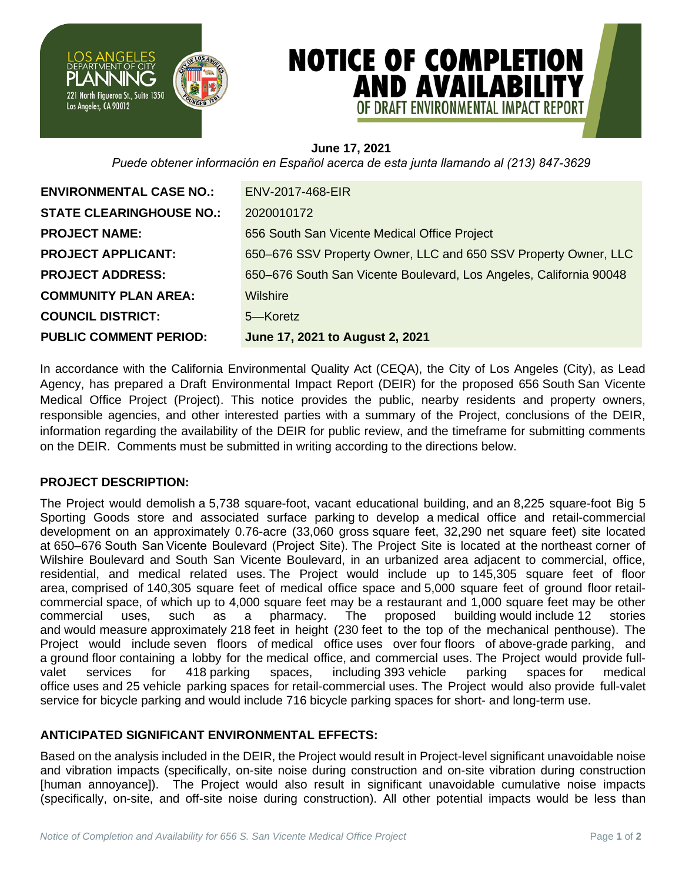LOS ANGELES DEPARTMENT OF CITY PLANNING
221 North Figueroa St., Suite 1350
Los Angeles, CA 90012

# NOTICE OF COMPLETION AND AVAILABILITY OF DRAFT ENVIRONMENTAL IMPACT REPORT

**June 17, 2021**

*Puede obtener información en Español acerca de esta junta llamando al (213) 847-3629*

| | |
|---|---|
| **ENVIRONMENTAL CASE NO.:** | ENV-2017-468-EIR |
| **STATE CLEARINGHOUSE NO.:** | 2020010172 |
| **PROJECT NAME:** | 656 South San Vicente Medical Office Project |
| **PROJECT APPLICANT:** | 650–676 SSV Property Owner, LLC and 650 SSV Property Owner, LLC |
| **PROJECT ADDRESS:** | 650–676 South San Vicente Boulevard, Los Angeles, California 90048 |
| **COMMUNITY PLAN AREA:** | Wilshire |
| **COUNCIL DISTRICT:** | 5—Koretz |
| **PUBLIC COMMENT PERIOD:** | **June 17, 2021 to August 2, 2021** |

In accordance with the California Environmental Quality Act (CEQA), the City of Los Angeles (City), as Lead Agency, has prepared a Draft Environmental Impact Report (DEIR) for the proposed 656 South San Vicente Medical Office Project (Project). This notice provides the public, nearby residents and property owners, responsible agencies, and other interested parties with a summary of the Project, conclusions of the DEIR, information regarding the availability of the DEIR for public review, and the timeframe for submitting comments on the DEIR. Comments must be submitted in writing according to the directions below.

### PROJECT DESCRIPTION:

The Project would demolish a 5,738 square-foot, vacant educational building, and an 8,225 square-foot Big 5 Sporting Goods store and associated surface parking to develop a medical office and retail-commercial development on an approximately 0.76-acre (33,060 gross square feet, 32,290 net square feet) site located at 650–676 South San Vicente Boulevard (Project Site). The Project Site is located at the northeast corner of Wilshire Boulevard and South San Vicente Boulevard, in an urbanized area adjacent to commercial, office, residential, and medical related uses. The Project would include up to 145,305 square feet of floor area, comprised of 140,305 square feet of medical office space and 5,000 square feet of ground floor retail-commercial space, of which up to 4,000 square feet may be a restaurant and 1,000 square feet may be other commercial uses, such as a pharmacy. The proposed building would include 12 stories and would measure approximately 218 feet in height (230 feet to the top of the mechanical penthouse). The Project would include seven floors of medical office uses over four floors of above-grade parking, and a ground floor containing a lobby for the medical office, and commercial uses. The Project would provide full-valet services for 418 parking spaces, including 393 vehicle parking spaces for medical office uses and 25 vehicle parking spaces for retail-commercial uses. The Project would also provide full-valet service for bicycle parking and would include 716 bicycle parking spaces for short- and long-term use.

### ANTICIPATED SIGNIFICANT ENVIRONMENTAL EFFECTS:

Based on the analysis included in the DEIR, the Project would result in Project-level significant unavoidable noise and vibration impacts (specifically, on-site noise during construction and on-site vibration during construction [human annoyance]). The Project would also result in significant unavoidable cumulative noise impacts (specifically, on-site, and off-site noise during construction). All other potential impacts would be less than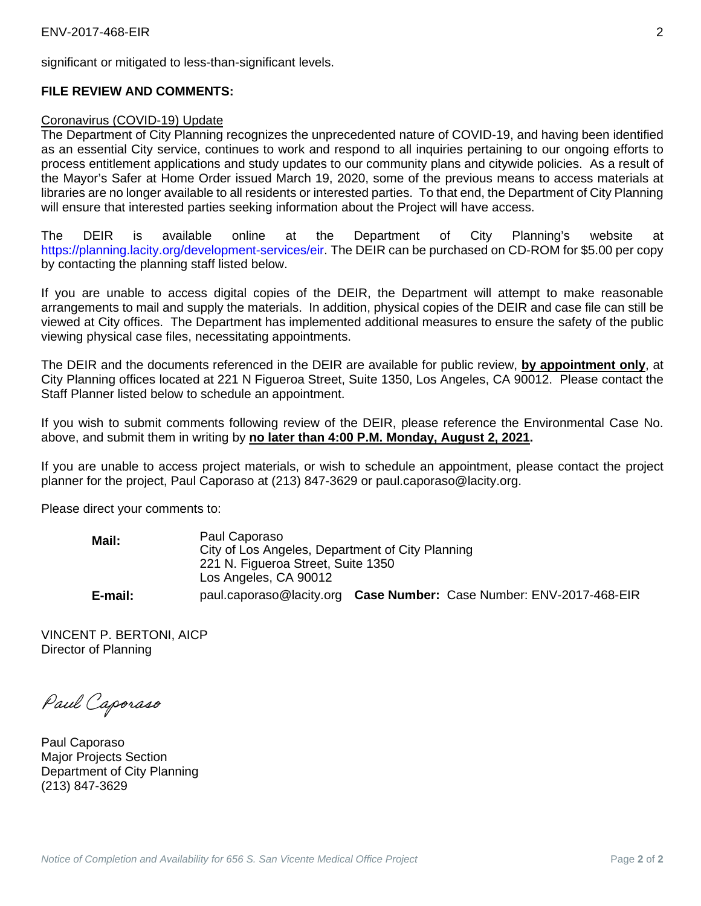significant or mitigated to less-than-significant levels.

**FILE REVIEW AND COMMENTS:**

Coronavirus (COVID-19) Update
The Department of City Planning recognizes the unprecedented nature of COVID-19, and having been identified as an essential City service, continues to work and respond to all inquiries pertaining to our ongoing efforts to process entitlement applications and study updates to our community plans and citywide policies. As a result of the Mayor's Safer at Home Order issued March 19, 2020, some of the previous means to access materials at libraries are no longer available to all residents or interested parties. To that end, the Department of City Planning will ensure that interested parties seeking information about the Project will have access.

The DEIR is available online at the Department of City Planning's website at https://planning.lacity.org/development-services/eir. The DEIR can be purchased on CD-ROM for $5.00 per copy by contacting the planning staff listed below.

If you are unable to access digital copies of the DEIR, the Department will attempt to make reasonable arrangements to mail and supply the materials. In addition, physical copies of the DEIR and case file can still be viewed at City offices. The Department has implemented additional measures to ensure the safety of the public viewing physical case files, necessitating appointments.

The DEIR and the documents referenced in the DEIR are available for public review, **by appointment only**, at City Planning offices located at 221 N Figueroa Street, Suite 1350, Los Angeles, CA 90012. Please contact the Staff Planner listed below to schedule an appointment.

If you wish to submit comments following review of the DEIR, please reference the Environmental Case No. above, and submit them in writing by **no later than 4:00 P.M. Monday, August 2, 2021.**

If you are unable to access project materials, or wish to schedule an appointment, please contact the project planner for the project, Paul Caporaso at (213) 847-3629 or paul.caporaso@lacity.org.

Please direct your comments to:

**Mail:** Paul Caporaso
City of Los Angeles, Department of City Planning
221 N. Figueroa Street, Suite 1350
Los Angeles, CA 90012

**E-mail:** paul.caporaso@lacity.org **Case Number:** Case Number: ENV-2017-468-EIR

VINCENT P. BERTONI, AICP
Director of Planning

*Paul Caporaso*

Paul Caporaso
Major Projects Section
Department of City Planning
(213) 847-3629